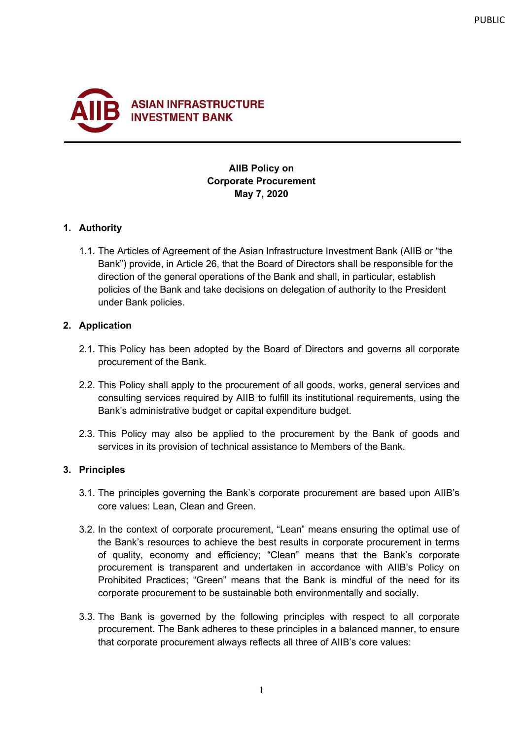ASIAN INFRASTRUCTURE INVESTMENT BANK

**AIIB Policy on**
**Corporate Procurement**
**May 7, 2020**

## 1. Authority

1.1. The Articles of Agreement of the Asian Infrastructure Investment Bank (AIIB or "the Bank") provide, in Article 26, that the Board of Directors shall be responsible for the direction of the general operations of the Bank and shall, in particular, establish policies of the Bank and take decisions on delegation of authority to the President under Bank policies.

## 2. Application

2.1. This Policy has been adopted by the Board of Directors and governs all corporate procurement of the Bank.

2.2. This Policy shall apply to the procurement of all goods, works, general services and consulting services required by AIIB to fulfill its institutional requirements, using the Bank's administrative budget or capital expenditure budget.

2.3. This Policy may also be applied to the procurement by the Bank of goods and services in its provision of technical assistance to Members of the Bank.

## 3. Principles

3.1. The principles governing the Bank's corporate procurement are based upon AIIB's core values: Lean, Clean and Green.

3.2. In the context of corporate procurement, "Lean" means ensuring the optimal use of the Bank's resources to achieve the best results in corporate procurement in terms of quality, economy and efficiency; "Clean" means that the Bank's corporate procurement is transparent and undertaken in accordance with AIIB's Policy on Prohibited Practices; "Green" means that the Bank is mindful of the need for its corporate procurement to be sustainable both environmentally and socially.

3.3. The Bank is governed by the following principles with respect to all corporate procurement. The Bank adheres to these principles in a balanced manner, to ensure that corporate procurement always reflects all three of AIIB's core values: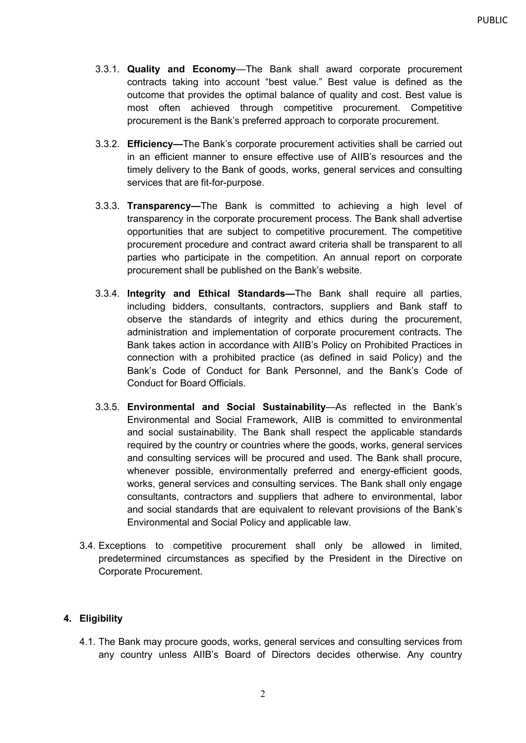3.3.1. **Quality and Economy**—The Bank shall award corporate procurement contracts taking into account "best value." Best value is defined as the outcome that provides the optimal balance of quality and cost. Best value is most often achieved through competitive procurement. Competitive procurement is the Bank's preferred approach to corporate procurement.

3.3.2. **Efficiency—**The Bank's corporate procurement activities shall be carried out in an efficient manner to ensure effective use of AIIB's resources and the timely delivery to the Bank of goods, works, general services and consulting services that are fit-for-purpose.

3.3.3. **Transparency—**The Bank is committed to achieving a high level of transparency in the corporate procurement process. The Bank shall advertise opportunities that are subject to competitive procurement. The competitive procurement procedure and contract award criteria shall be transparent to all parties who participate in the competition. An annual report on corporate procurement shall be published on the Bank's website.

3.3.4. **Integrity and Ethical Standards—**The Bank shall require all parties, including bidders, consultants, contractors, suppliers and Bank staff to observe the standards of integrity and ethics during the procurement, administration and implementation of corporate procurement contracts. The Bank takes action in accordance with AIIB's Policy on Prohibited Practices in connection with a prohibited practice (as defined in said Policy) and the Bank's Code of Conduct for Bank Personnel, and the Bank's Code of Conduct for Board Officials.

3.3.5. **Environmental and Social Sustainability**—As reflected in the Bank's Environmental and Social Framework, AIIB is committed to environmental and social sustainability. The Bank shall respect the applicable standards required by the country or countries where the goods, works, general services and consulting services will be procured and used. The Bank shall procure, whenever possible, environmentally preferred and energy-efficient goods, works, general services and consulting services. The Bank shall only engage consultants, contractors and suppliers that adhere to environmental, labor and social standards that are equivalent to relevant provisions of the Bank's Environmental and Social Policy and applicable law.

3.4. Exceptions to competitive procurement shall only be allowed in limited, predetermined circumstances as specified by the President in the Directive on Corporate Procurement.

## 4. Eligibility

4.1. The Bank may procure goods, works, general services and consulting services from any country unless AIIB's Board of Directors decides otherwise. Any country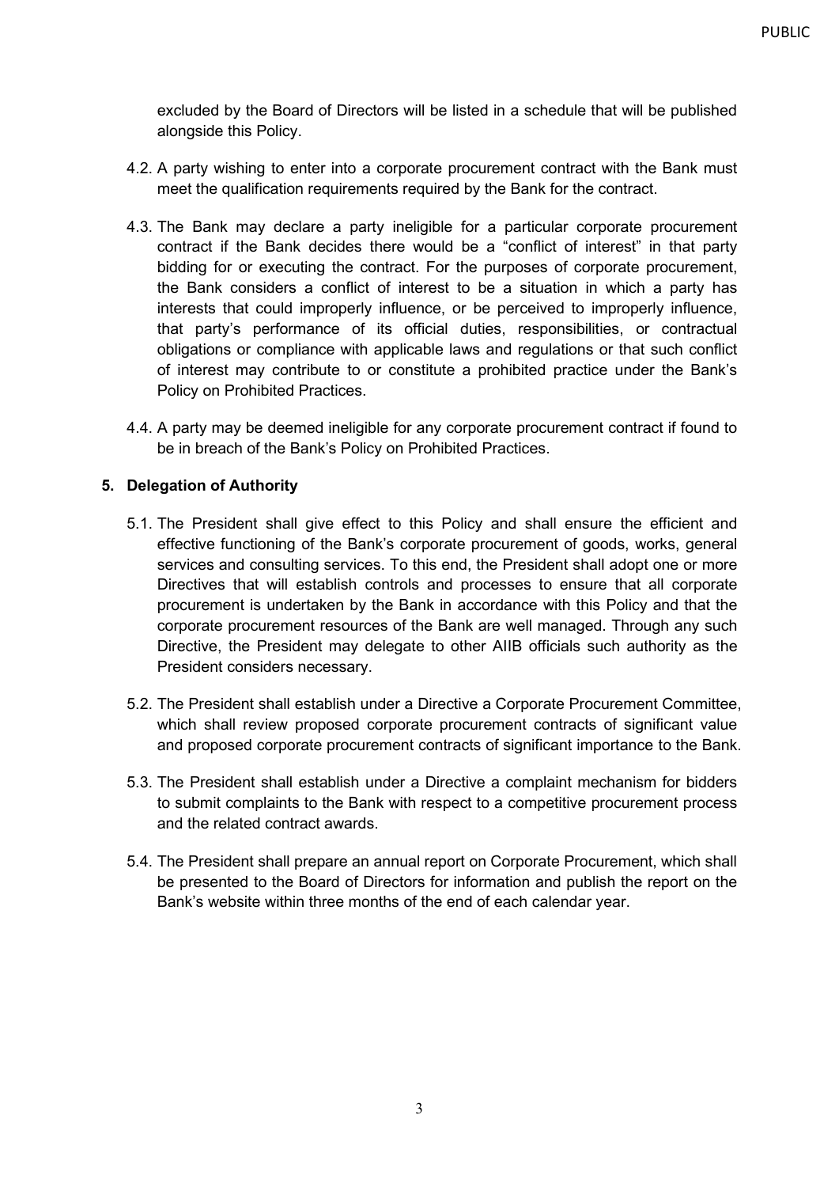excluded by the Board of Directors will be listed in a schedule that will be published alongside this Policy.

4.2. A party wishing to enter into a corporate procurement contract with the Bank must meet the qualification requirements required by the Bank for the contract.

4.3. The Bank may declare a party ineligible for a particular corporate procurement contract if the Bank decides there would be a "conflict of interest" in that party bidding for or executing the contract. For the purposes of corporate procurement, the Bank considers a conflict of interest to be a situation in which a party has interests that could improperly influence, or be perceived to improperly influence, that party's performance of its official duties, responsibilities, or contractual obligations or compliance with applicable laws and regulations or that such conflict of interest may contribute to or constitute a prohibited practice under the Bank's Policy on Prohibited Practices.

4.4. A party may be deemed ineligible for any corporate procurement contract if found to be in breach of the Bank's Policy on Prohibited Practices.

**5. Delegation of Authority**

5.1. The President shall give effect to this Policy and shall ensure the efficient and effective functioning of the Bank's corporate procurement of goods, works, general services and consulting services. To this end, the President shall adopt one or more Directives that will establish controls and processes to ensure that all corporate procurement is undertaken by the Bank in accordance with this Policy and that the corporate procurement resources of the Bank are well managed. Through any such Directive, the President may delegate to other AIIB officials such authority as the President considers necessary.

5.2. The President shall establish under a Directive a Corporate Procurement Committee, which shall review proposed corporate procurement contracts of significant value and proposed corporate procurement contracts of significant importance to the Bank.

5.3. The President shall establish under a Directive a complaint mechanism for bidders to submit complaints to the Bank with respect to a competitive procurement process and the related contract awards.

5.4. The President shall prepare an annual report on Corporate Procurement, which shall be presented to the Board of Directors for information and publish the report on the Bank's website within three months of the end of each calendar year.